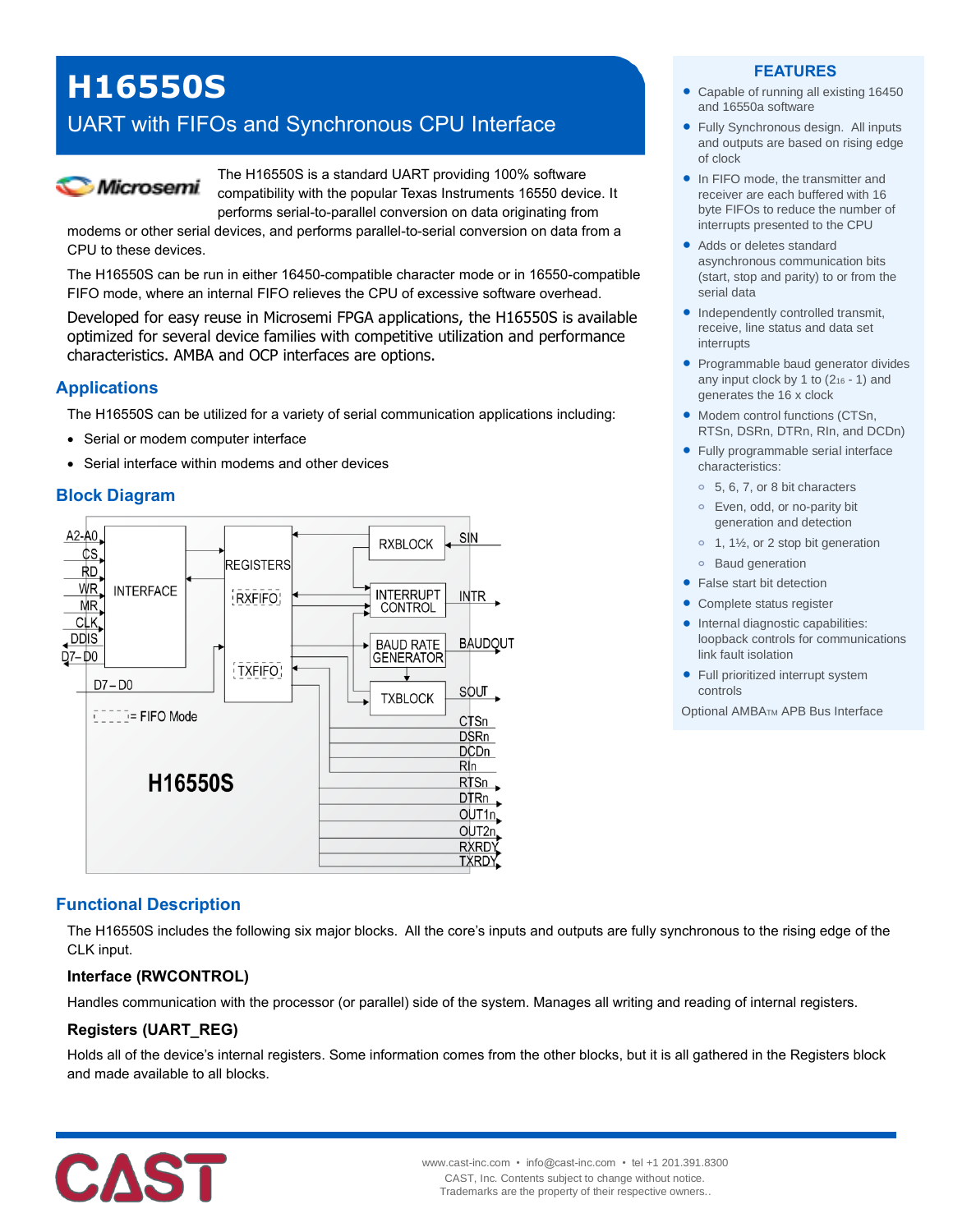# H16550S

## UART with FIFOs and Synchronous CPU Interface

The H16550S is a standard UART providing 100% software compatibility with the popular Texas Instruments 16550 device. It performs serial-to-parallel conversion on data originating from modems or other serial devices, and performs parallel-to-serial conversion on data from a CPU to these devices.

The H16550S can be run in either 16450-compatible character mode or in 16550-compatible FIFO mode, where an internal FIFO relieves the CPU of excessive software overhead.

Developed for easy reuse in Microsemi FPGA applications, the H16550S is available optimized for several device families with competitive utilization and performance characteristics. AMBA and OCP interfaces are options.

## Applications

The H16550S can be utilized for a variety of serial communication applications including:

- Serial or modem computer interface
- Serial interface within modems and other devices

## Block Diagram

## Functional Description

The H16550S includes the following six major blocks. All the core's inputs and outputs are fully synchronous to the rising edge of the CLK input.

### Interface (RWCONTROL)

Handles communication with the processor (or parallel) side of the system. Manages all writing and reading of internal registers.

### Registers (UART_REG)

Holds all of the device's internal registers. Some information comes from the other blocks, but it is all gathered in the Registers block and made available to all blocks.

## FEATURES

- Capable of running all existing 16450 and 16550a software
- Fully Synchronous design. All inputs and outputs are based on rising edge of clock
- In FIFO mode, the transmitter and receiver are each buffered with 16 byte FIFOs to reduce the number of interrupts presented to the CPU
- Adds or deletes standard asynchronous communication bits (start, stop and parity) to or from the serial data
- Independently controlled transmit, receive, line status and data set interrupts
- Programmable baud generator divides any input clock by 1 to ($2^{16}$ - 1) and generates the 16 x clock
- Modem control functions (CTSn, RTSn, DSRn, DTRn, RIn, and DCDn)
- Fully programmable serial interface characteristics:
  - 5, 6, 7, or 8 bit characters
  - Even, odd, or no-parity bit generation and detection
  - 1, 1½, or 2 stop bit generation
  - Baud generation
- False start bit detection
- Complete status register
- Internal diagnostic capabilities: loopback controls for communications link fault isolation
- Full prioritized interrupt system controls

Optional AMBA™ APB Bus Interface

www.cast-inc.com • info@cast-inc.com • tel +1 201.391.8300
CAST, Inc. Contents subject to change without notice.
Trademarks are the property of their respective owners.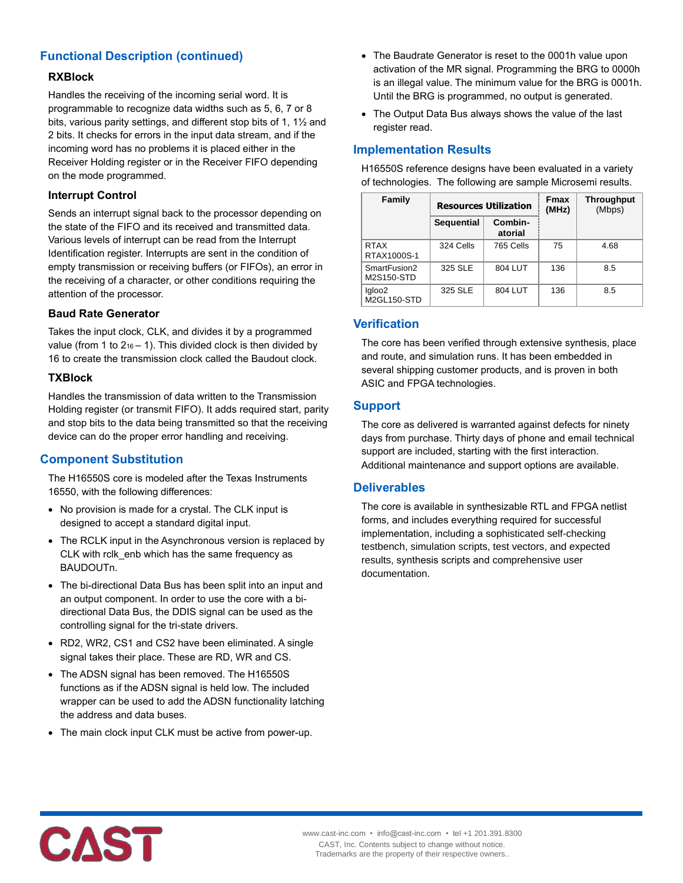## Functional Description (continued)

### RXBlock

Handles the receiving of the incoming serial word. It is programmable to recognize data widths such as 5, 6, 7 or 8 bits, various parity settings, and different stop bits of 1, 1½ and 2 bits. It checks for errors in the input data stream, and if the incoming word has no problems it is placed either in the Receiver Holding register or in the Receiver FIFO depending on the mode programmed.

### Interrupt Control

Sends an interrupt signal back to the processor depending on the state of the FIFO and its received and transmitted data. Various levels of interrupt can be read from the Interrupt Identification register. Interrupts are sent in the condition of empty transmission or receiving buffers (or FIFOs), an error in the receiving of a character, or other conditions requiring the attention of the processor.

### Baud Rate Generator

Takes the input clock, CLK, and divides it by a programmed value (from 1 to $2^{16} - 1$). This divided clock is then divided by 16 to create the transmission clock called the Baudout clock.

### TXBlock

Handles the transmission of data written to the Transmission Holding register (or transmit FIFO). It adds required start, parity and stop bits to the data being transmitted so that the receiving device can do the proper error handling and receiving.

## Component Substitution

The H16550S core is modeled after the Texas Instruments 16550, with the following differences:

- No provision is made for a crystal. The CLK input is designed to accept a standard digital input.
- The RCLK input in the Asynchronous version is replaced by CLK with rclk_enb which has the same frequency as BAUDOUTn.
- The bi-directional Data Bus has been split into an input and an output component. In order to use the core with a bi-directional Data Bus, the DDIS signal can be used as the controlling signal for the tri-state drivers.
- RD2, WR2, CS1 and CS2 have been eliminated. A single signal takes their place. These are RD, WR and CS.
- The ADSN signal has been removed. The H16550S functions as if the ADSN signal is held low. The included wrapper can be used to add the ADSN functionality latching the address and data buses.
- The main clock input CLK must be active from power-up.
- The Baudrate Generator is reset to the 0001h value upon activation of the MR signal. Programming the BRG to 0000h is an illegal value. The minimum value for the BRG is 0001h. Until the BRG is programmed, no output is generated.
- The Output Data Bus always shows the value of the last register read.

## Implementation Results

H16550S reference designs have been evaluated in a variety of technologies. The following are sample Microsemi results.

| Family | Resources Utilization | | Fmax (MHz) | Throughput (Mbps) |
|---|---|---|---|---|
| | Sequential | Combin-atorial | | |
| RTAX RTAX1000S-1 | 324 Cells | 765 Cells | 75 | 4.68 |
| SmartFusion2 M2S150-STD | 325 SLE | 804 LUT | 136 | 8.5 |
| Igloo2 M2GL150-STD | 325 SLE | 804 LUT | 136 | 8.5 |

## Verification

The core has been verified through extensive synthesis, place and route, and simulation runs. It has been embedded in several shipping customer products, and is proven in both ASIC and FPGA technologies.

## Support

The core as delivered is warranted against defects for ninety days from purchase. Thirty days of phone and email technical support are included, starting with the first interaction. Additional maintenance and support options are available.

## Deliverables

The core is available in synthesizable RTL and FPGA netlist forms, and includes everything required for successful implementation, including a sophisticated self-checking testbench, simulation scripts, test vectors, and expected results, synthesis scripts and comprehensive user documentation.

CAST

www.cast-inc.com • info@cast-inc.com • tel +1 201.391.8300
CAST, Inc. Contents subject to change without notice.
Trademarks are the property of their respective owners..